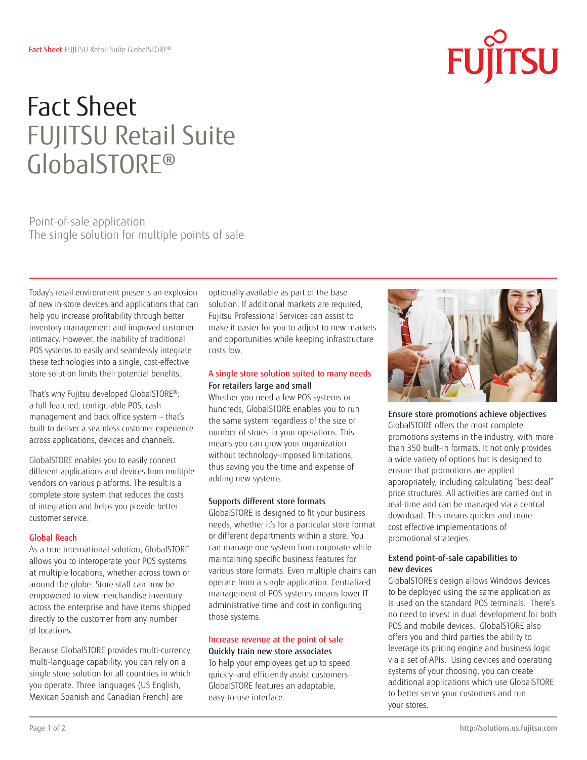# Fact Sheet
# FUJITSU Retail Suite GlobalSTORE®

## Point-of-sale application
## The single solution for multiple points of sale

Today's retail environment presents an explosion of new in-store devices and applications that can help you increase profitability through better inventory management and improved customer intimacy. However, the inability of traditional POS systems to easily and seamlessly integrate these technologies into a single, cost-effective store solution limits their potential benefits.

That's why Fujitsu developed GlobalSTORE®: a full-featured, configurable POS, cash management and back office system – that's built to deliver a seamless customer experience across applications, devices and channels.

GlobalSTORE enables you to easily connect different applications and devices from multiple vendors on various platforms. The result is a complete store system that reduces the costs of integration and helps you provide better customer service.

### Global Reach

As a true international solution, GlobalSTORE allows you to interoperate your POS systems at multiple locations, whether across town or around the globe. Store staff can now be empowered to view merchandise inventory across the enterprise and have items shipped directly to the customer from any number of locations.

Because GlobalSTORE provides multi-currency, multi-language capability, you can rely on a single store solution for all countries in which you operate. Three languages (US English, Mexican Spanish and Canadian French) are optionally available as part of the base solution. If additional markets are required, Fujitsu Professional Services can assist to make it easier for you to adjust to new markets and opportunities while keeping infrastructure costs low.

### A single store solution suited to many needs

**For retailers large and small**

Whether you need a few POS systems or hundreds, GlobalSTORE enables you to run the same system regardless of the size or number of stores in your operations. This means you can grow your organization without technology-imposed limitations, thus saving you the time and expense of adding new systems.

**Supports different store formats**

GlobalSTORE is designed to fit your business needs, whether it's for a particular store format or different departments within a store. You can manage one system from corporate while maintaining specific business features for various store formats. Even multiple chains can operate from a single application. Centralized management of POS systems means lower IT administrative time and cost in configuring those systems.

### Increase revenue at the point of sale

**Quickly train new store associates**

To help your employees get up to speed quickly–and efficiently assist customers–GlobalSTORE features an adaptable, easy-to-use interface.

**Ensure store promotions achieve objectives**

GlobalSTORE offers the most complete promotions systems in the industry, with more than 350 built-in formats. It not only provides a wide variety of options but is designed to ensure that promotions are applied appropriately, including calculating "best deal" price structures. All activities are carried out in real-time and can be managed via a central download. This means quicker and more cost effective implementations of promotional strategies.

**Extend point-of-sale capabilities to new devices**

GlobalSTORE's design allows Windows devices to be deployed using the same application as is used on the standard POS terminals. There's no need to invest in dual development for both POS and mobile devices. GlobalSTORE also offers you and third parties the ability to leverage its pricing engine and business logic via a set of APIs. Using devices and operating systems of your choosing, you can create additional applications which use GlobalSTORE to better serve your customers and run your stores.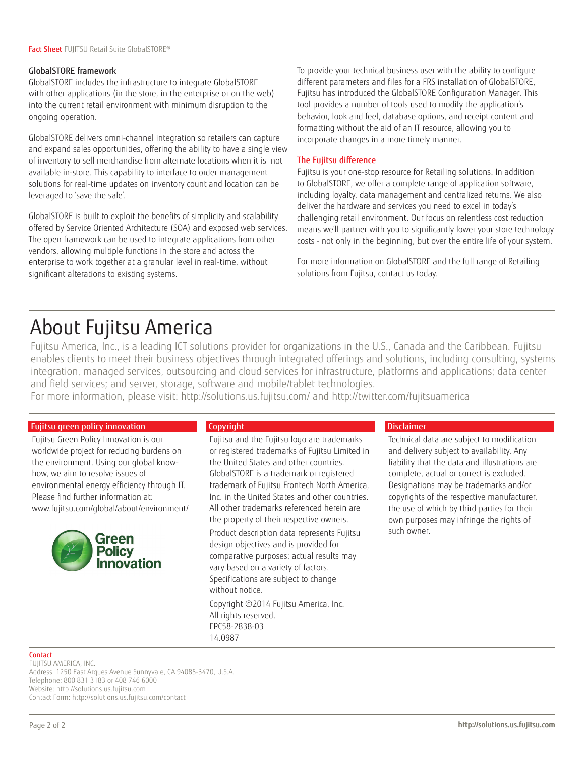### GlobalSTORE framework

GlobalSTORE includes the infrastructure to integrate GlobalSTORE with other applications (in the store, in the enterprise or on the web) into the current retail environment with minimum disruption to the ongoing operation.

GlobalSTORE delivers omni-channel integration so retailers can capture and expand sales opportunities, offering the ability to have a single view of inventory to sell merchandise from alternate locations when it is not available in-store. This capability to interface to order management solutions for real-time updates on inventory count and location can be leveraged to 'save the sale'.

GlobalSTORE is built to exploit the benefits of simplicity and scalability offered by Service Oriented Architecture (SOA) and exposed web services. The open framework can be used to integrate applications from other vendors, allowing multiple functions in the store and across the enterprise to work together at a granular level in real-time, without significant alterations to existing systems.

To provide your technical business user with the ability to configure different parameters and files for a FRS installation of GlobalSTORE, Fujitsu has introduced the GlobalSTORE Configuration Manager. This tool provides a number of tools used to modify the application's behavior, look and feel, database options, and receipt content and formatting without the aid of an IT resource, allowing you to incorporate changes in a more timely manner.

### The Fujitsu difference

Fujitsu is your one-stop resource for Retailing solutions. In addition to GlobalSTORE, we offer a complete range of application software, including loyalty, data management and centralized returns. We also deliver the hardware and services you need to excel in today's challenging retail environment. Our focus on relentless cost reduction means we'll partner with you to significantly lower your store technology costs - not only in the beginning, but over the entire life of your system.

For more information on GlobalSTORE and the full range of Retailing solutions from Fujitsu, contact us today.

# About Fujitsu America

Fujitsu America, Inc., is a leading ICT solutions provider for organizations in the U.S., Canada and the Caribbean. Fujitsu enables clients to meet their business objectives through integrated offerings and solutions, including consulting, systems integration, managed services, outsourcing and cloud services for infrastructure, platforms and applications; data center and field services; and server, storage, software and mobile/tablet technologies.
For more information, please visit: http://solutions.us.fujitsu.com/ and http://twitter.com/fujitsuamerica

### Fujitsu green policy innovation

Fujitsu Green Policy Innovation is our worldwide project for reducing burdens on the environment. Using our global know-how, we aim to resolve issues of environmental energy efficiency through IT. Please find further information at: www.fujitsu.com/global/about/environment/

Green Policy Innovation

### Copyright

Fujitsu and the Fujitsu logo are trademarks or registered trademarks of Fujitsu Limited in the United States and other countries. GlobalSTORE is a trademark or registered trademark of Fujitsu Frontech North America, Inc. in the United States and other countries. All other trademarks referenced herein are the property of their respective owners.

Product description data represents Fujitsu design objectives and is provided for comparative purposes; actual results may vary based on a variety of factors. Specifications are subject to change without notice.

Copyright ©2014 Fujitsu America, Inc.
All rights reserved.
FPC58-2838-03
14.0987

### Disclaimer

Technical data are subject to modification and delivery subject to availability. Any liability that the data and illustrations are complete, actual or correct is excluded. Designations may be trademarks and/or copyrights of the respective manufacturer, the use of which by third parties for their own purposes may infringe the rights of such owner.

### Contact

FUJITSU AMERICA, INC.
Address: 1250 East Arques Avenue Sunnyvale, CA 94085-3470, U.S.A.
Telephone: 800 831 3183 or 408 746 6000
Website: http://solutions.us.fujitsu.com
Contact Form: http://solutions.us.fujitsu.com/contact